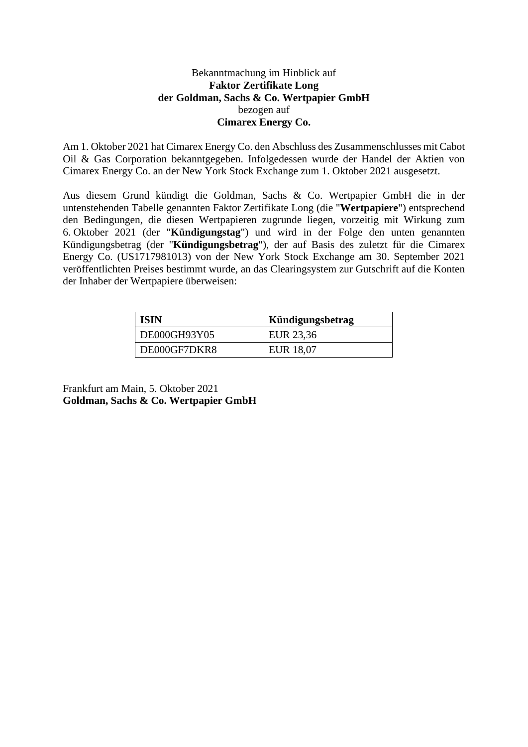Bekanntmachung im Hinblick auf
**Faktor Zertifikate Long**
**der Goldman, Sachs & Co. Wertpapier GmbH**
bezogen auf
**Cimarex Energy Co.**

Am 1. Oktober 2021 hat Cimarex Energy Co. den Abschluss des Zusammenschlusses mit Cabot Oil & Gas Corporation bekanntgegeben. Infolgedessen wurde der Handel der Aktien von Cimarex Energy Co. an der New York Stock Exchange zum 1. Oktober 2021 ausgesetzt.

Aus diesem Grund kündigt die Goldman, Sachs & Co. Wertpapier GmbH die in der untenstehenden Tabelle genannten Faktor Zertifikate Long (die "**Wertpapiere**") entsprechend den Bedingungen, die diesen Wertpapieren zugrunde liegen, vorzeitig mit Wirkung zum 6. Oktober 2021 (der "**Kündigungstag**") und wird in der Folge den unten genannten Kündigungsbetrag (der "**Kündigungsbetrag**"), der auf Basis des zuletzt für die Cimarex Energy Co. (US1717981013) von der New York Stock Exchange am 30. September 2021 veröffentlichten Preises bestimmt wurde, an das Clearingsystem zur Gutschrift auf die Konten der Inhaber der Wertpapiere überweisen:

| ISIN | Kündigungsbetrag |
|---|---|
| DE000GH93Y05 | EUR 23,36 |
| DE000GF7DKR8 | EUR 18,07 |

Frankfurt am Main, 5. Oktober 2021
**Goldman, Sachs & Co. Wertpapier GmbH**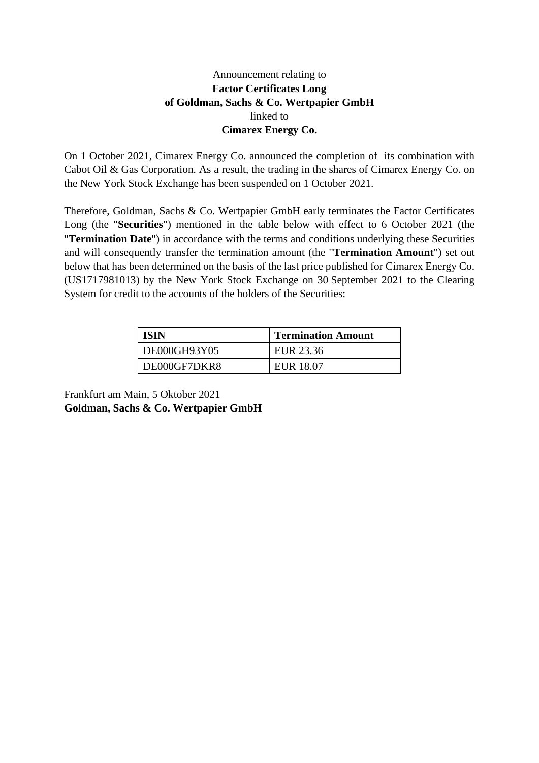Announcement relating to
**Factor Certificates Long**
**of Goldman, Sachs & Co. Wertpapier GmbH**
linked to
**Cimarex Energy Co.**

On 1 October 2021, Cimarex Energy Co. announced the completion of its combination with Cabot Oil & Gas Corporation. As a result, the trading in the shares of Cimarex Energy Co. on the New York Stock Exchange has been suspended on 1 October 2021.

Therefore, Goldman, Sachs & Co. Wertpapier GmbH early terminates the Factor Certificates Long (the "**Securities**") mentioned in the table below with effect to 6 October 2021 (the "**Termination Date**") in accordance with the terms and conditions underlying these Securities and will consequently transfer the termination amount (the "**Termination Amount**") set out below that has been determined on the basis of the last price published for Cimarex Energy Co. (US1717981013) by the New York Stock Exchange on 30 September 2021 to the Clearing System for credit to the accounts of the holders of the Securities:

| **ISIN** | **Termination Amount** |
|---|---|
| DE000GH93Y05 | EUR 23.36 |
| DE000GF7DKR8 | EUR 18.07 |

Frankfurt am Main, 5 Oktober 2021
**Goldman, Sachs & Co. Wertpapier GmbH**